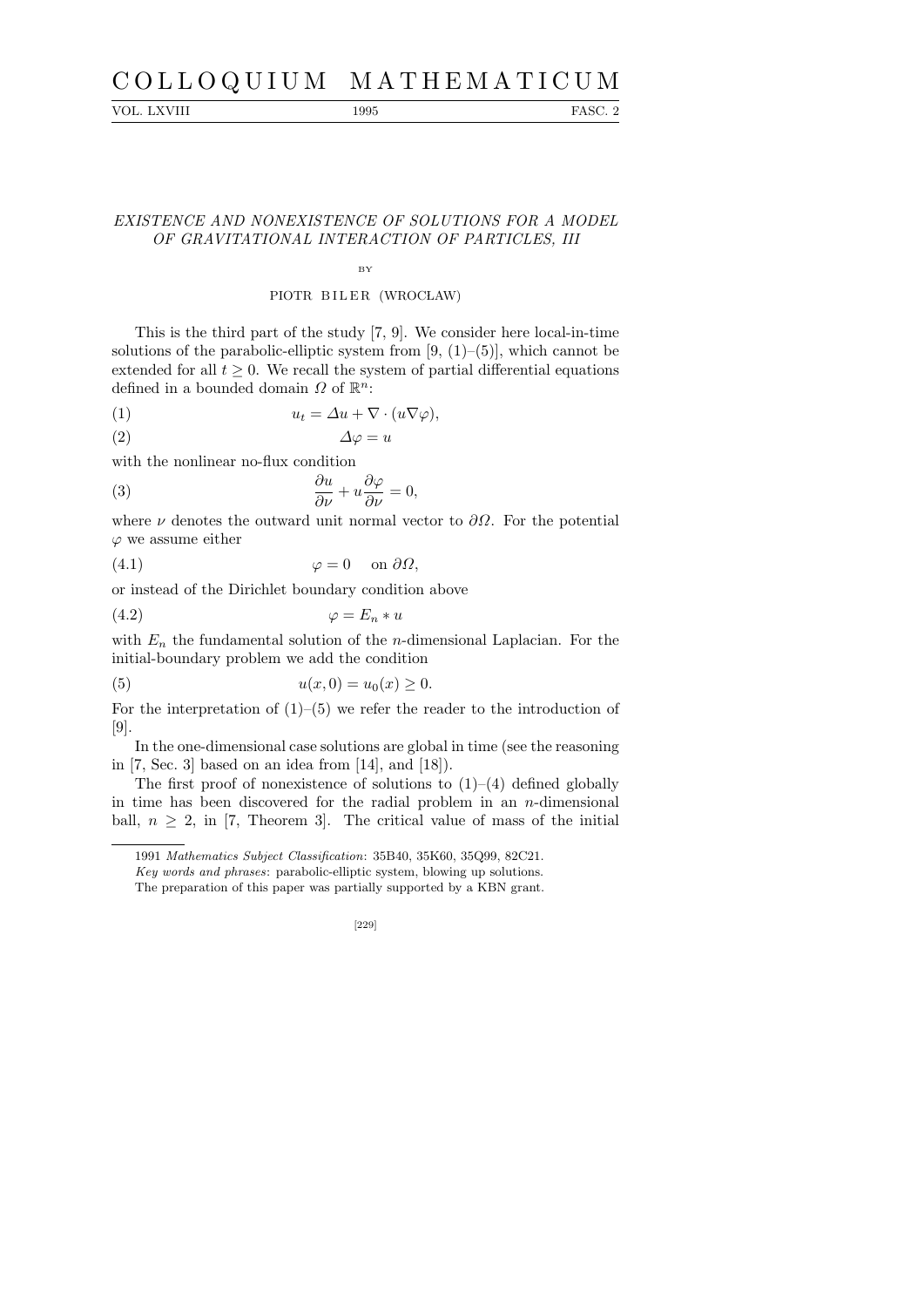# EXISTENCE AND NONEXISTENCE OF SOLUTIONS FOR A MODEL OF GRAVITATIONAL INTERACTION OF PARTICLES, III

BY

PIOTR BILER (WROCŁAW)

This is the third part of the study [7, 9]. We consider here local-in-time solutions of the parabolic-elliptic system from [9, (1)–(5)], which cannot be extended for all $t \geq 0$. We recall the system of partial differential equations defined in a bounded domain $\Omega$ of $\mathbb{R}^n$:

$$u_t = \Delta u + \nabla \cdot (u \nabla \varphi), \tag{1}$$

$$\Delta \varphi = u \tag{2}$$

with the nonlinear no-flux condition

$$\frac{\partial u}{\partial \nu} + u \frac{\partial \varphi}{\partial \nu} = 0, \tag{3}$$

where $\nu$ denotes the outward unit normal vector to $\partial\Omega$. For the potential $\varphi$ we assume either

$$\varphi = 0 \quad \text{on } \partial\Omega, \tag{4.1}$$

or instead of the Dirichlet boundary condition above

$$\varphi = E_n * u \tag{4.2}$$

with $E_n$ the fundamental solution of the $n$-dimensional Laplacian. For the initial-boundary problem we add the condition

$$u(x, 0) = u_0(x) \geq 0. \tag{5}$$

For the interpretation of (1)–(5) we refer the reader to the introduction of [9].

In the one-dimensional case solutions are global in time (see the reasoning in [7, Sec. 3] based on an idea from [14], and [18]).

The first proof of nonexistence of solutions to (1)–(4) defined globally in time has been discovered for the radial problem in an $n$-dimensional ball, $n \geq 2$, in [7, Theorem 3]. The critical value of mass of the initial

---

1991 *Mathematics Subject Classification*: 35B40, 35K60, 35Q99, 82C21.

*Key words and phrases*: parabolic-elliptic system, blowing up solutions.

The preparation of this paper was partially supported by a KBN grant.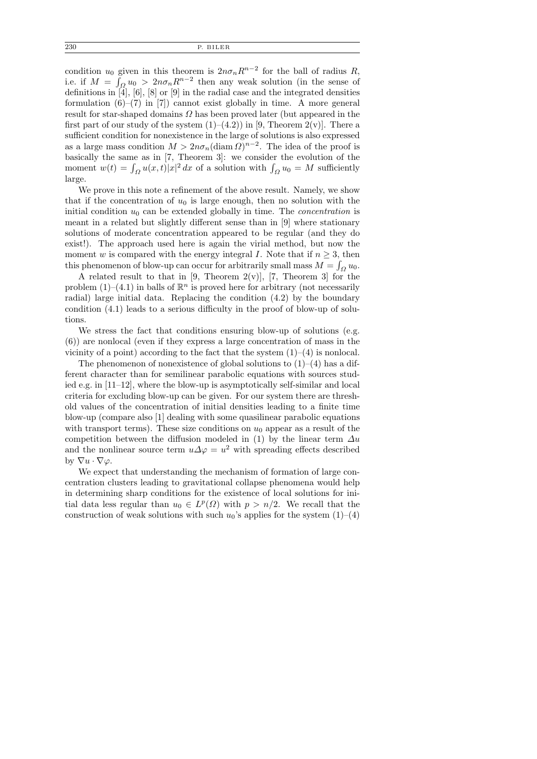condition $u_0$ given in this theorem is $2n\sigma_n R^{n-2}$ for the ball of radius $R$, i.e. if $M = \int_\Omega u_0 > 2n\sigma_n R^{n-2}$ then any weak solution (in the sense of definitions in [4], [6], [8] or [9] in the radial case and the integrated densities formulation (6)–(7) in [7]) cannot exist globally in time. A more general result for star-shaped domains $\Omega$ has been proved later (but appeared in the first part of our study of the system (1)–(4.2)) in [9, Theorem 2(v)]. There a sufficient condition for nonexistence in the large of solutions is also expressed as a large mass condition $M > 2n\sigma_n(\operatorname{diam}\Omega)^{n-2}$. The idea of the proof is basically the same as in [7, Theorem 3]: we consider the evolution of the moment $w(t) = \int_\Omega u(x,t)|x|^2\,dx$ of a solution with $\int_\Omega u_0 = M$ sufficiently large.

We prove in this note a refinement of the above result. Namely, we show that if the concentration of $u_0$ is large enough, then no solution with the initial condition $u_0$ can be extended globally in time. The *concentration* is meant in a related but slightly different sense than in [9] where stationary solutions of moderate concentration appeared to be regular (and they do exist!). The approach used here is again the virial method, but now the moment $w$ is compared with the energy integral $I$. Note that if $n \ge 3$, then this phenomenon of blow-up can occur for arbitrarily small mass $M = \int_\Omega u_0$.

A related result to that in [9, Theorem 2(v)], [7, Theorem 3] for the problem (1)–(4.1) in balls of $\mathbb{R}^n$ is proved here for arbitrary (not necessarily radial) large initial data. Replacing the condition (4.2) by the boundary condition (4.1) leads to a serious difficulty in the proof of blow-up of solutions.

We stress the fact that conditions ensuring blow-up of solutions (e.g. (6)) are nonlocal (even if they express a large concentration of mass in the vicinity of a point) according to the fact that the system (1)–(4) is nonlocal.

The phenomenon of nonexistence of global solutions to (1)–(4) has a different character than for semilinear parabolic equations with sources studied e.g. in [11–12], where the blow-up is asymptotically self-similar and local criteria for excluding blow-up can be given. For our system there are threshold values of the concentration of initial densities leading to a finite time blow-up (compare also [1] dealing with some quasilinear parabolic equations with transport terms). These size conditions on $u_0$ appear as a result of the competition between the diffusion modeled in (1) by the linear term $\Delta u$ and the nonlinear source term $u\Delta\varphi = u^2$ with spreading effects described by $\nabla u \cdot \nabla \varphi$.

We expect that understanding the mechanism of formation of large concentration clusters leading to gravitational collapse phenomena would help in determining sharp conditions for the existence of local solutions for initial data less regular than $u_0 \in L^p(\Omega)$ with $p > n/2$. We recall that the construction of weak solutions with such $u_0$'s applies for the system (1)–(4)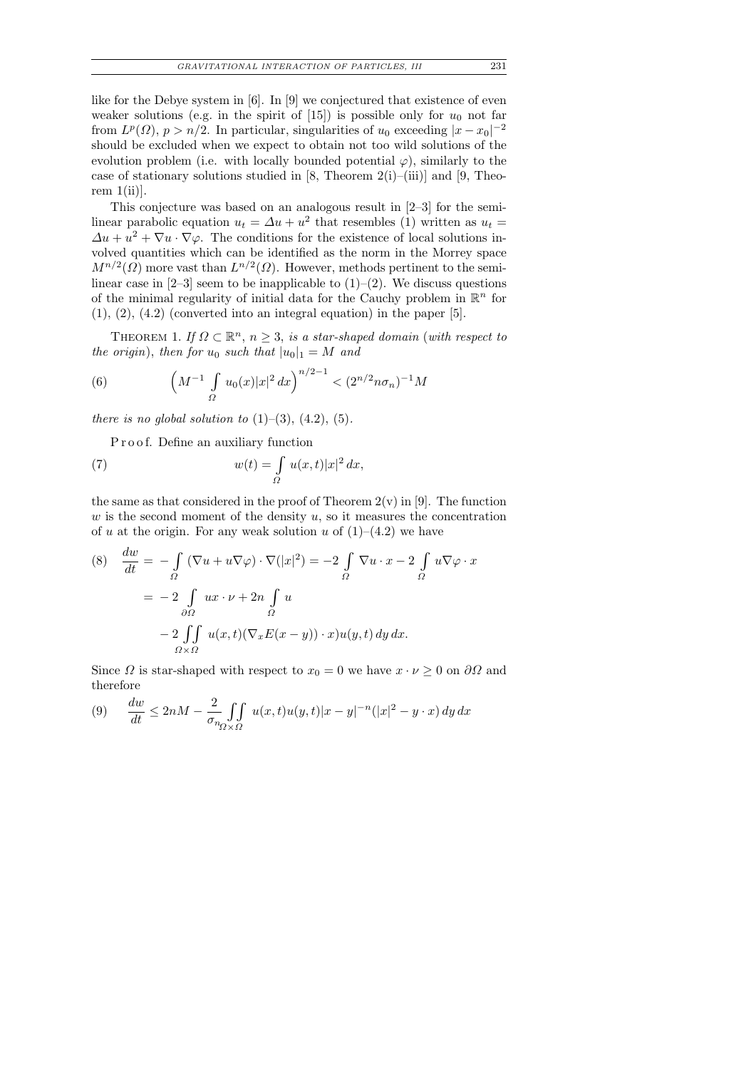like for the Debye system in [6]. In [9] we conjectured that existence of even weaker solutions (e.g. in the spirit of [15]) is possible only for $u_0$ not far from $L^p(\Omega)$, $p > n/2$. In particular, singularities of $u_0$ exceeding $|x - x_0|^{-2}$ should be excluded when we expect to obtain not too wild solutions of the evolution problem (i.e. with locally bounded potential $\varphi$), similarly to the case of stationary solutions studied in [8, Theorem 2(i)–(iii)] and [9, Theorem 1(ii)].

This conjecture was based on an analogous result in [2–3] for the semilinear parabolic equation $u_t = \Delta u + u^2$ that resembles (1) written as $u_t = \Delta u + u^2 + \nabla u \cdot \nabla \varphi$. The conditions for the existence of local solutions involved quantities which can be identified as the norm in the Morrey space $M^{n/2}(\Omega)$ more vast than $L^{n/2}(\Omega)$. However, methods pertinent to the semilinear case in [2–3] seem to be inapplicable to (1)–(2). We discuss questions of the minimal regularity of initial data for the Cauchy problem in $\mathbb{R}^n$ for (1), (2), (4.2) (converted into an integral equation) in the paper [5].

THEOREM 1. *If $\Omega \subset \mathbb{R}^n$, $n \geq 3$, is a star-shaped domain* (*with respect to the origin*), *then for $u_0$ such that $|u_0|_1 = M$ and*

$$(6) \qquad \Big(M^{-1} \int_\Omega u_0(x)|x|^2\,dx\Big)^{n/2-1} < (2^{n/2} n\sigma_n)^{-1} M$$

*there is no global solution to* (1)–(3), (4.2), (5).

Proof. Define an auxiliary function

$$(7) \qquad w(t) = \int_\Omega u(x,t)|x|^2\,dx,$$

the same as that considered in the proof of Theorem 2(v) in [9]. The function $w$ is the second moment of the density $u$, so it measures the concentration of $u$ at the origin. For any weak solution $u$ of (1)–(4.2) we have

$$
\begin{aligned}
(8) \quad \frac{dw}{dt} &= -\int_\Omega (\nabla u + u\nabla\varphi)\cdot\nabla(|x|^2) = -2\int_\Omega \nabla u\cdot x - 2\int_\Omega u\nabla\varphi\cdot x \\
&= -2\int_{\partial\Omega} ux\cdot\nu + 2n\int_\Omega u \\
&\quad - 2\iint_{\Omega\times\Omega} u(x,t)(\nabla_x E(x-y))\cdot x)u(y,t)\,dy\,dx.
\end{aligned}
$$

Since $\Omega$ is star-shaped with respect to $x_0 = 0$ we have $x \cdot \nu \geq 0$ on $\partial\Omega$ and therefore

$$(9) \qquad \frac{dw}{dt} \leq 2nM - \frac{2}{\sigma_n}\iint_{\Omega\times\Omega} u(x,t)u(y,t)|x-y|^{-n}(|x|^2 - y\cdot x)\,dy\,dx$$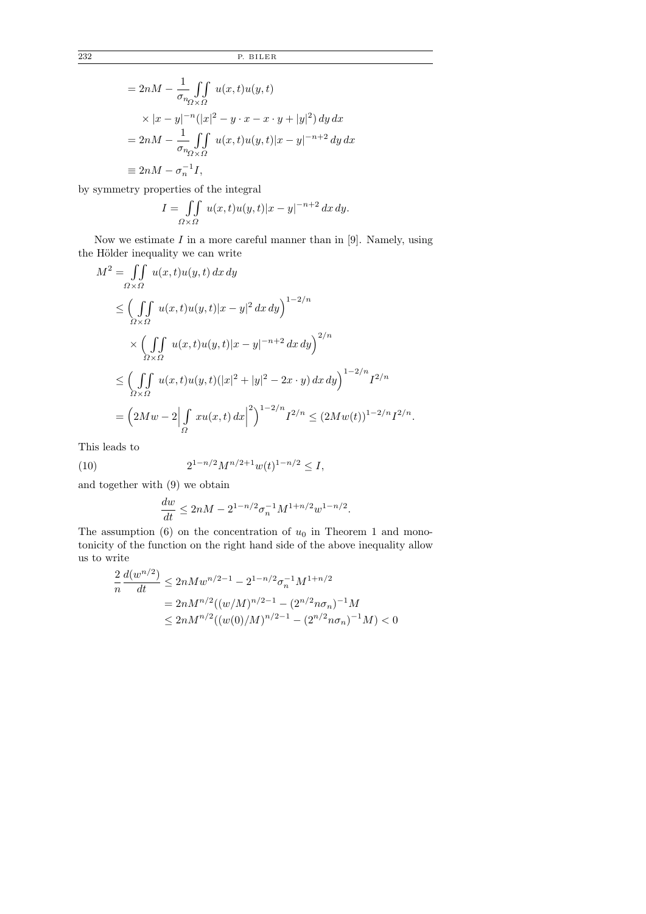$$
\begin{aligned}
&= 2nM - \frac{1}{\sigma_n} \iint_{\Omega\times\Omega} u(x,t)u(y,t) \\
&\quad \times |x-y|^{-n}(|x|^2 - y\cdot x - x\cdot y + |y|^2)\,dy\,dx \\
&= 2nM - \frac{1}{\sigma_n} \iint_{\Omega\times\Omega} u(x,t)u(y,t)|x-y|^{-n+2}\,dy\,dx \\
&\equiv 2nM - \sigma_n^{-1} I,
\end{aligned}
$$

by symmetry properties of the integral

$$
I = \iint_{\Omega\times\Omega} u(x,t)u(y,t)|x-y|^{-n+2}\,dx\,dy.
$$

Now we estimate $I$ in a more careful manner than in [9]. Namely, using the Hölder inequality we can write

$$
\begin{aligned}
M^2 &= \iint_{\Omega\times\Omega} u(x,t)u(y,t)\,dx\,dy \\
&\le \Big( \iint_{\Omega\times\Omega} u(x,t)u(y,t)|x-y|^2\,dx\,dy \Big)^{1-2/n} \\
&\quad \times \Big( \iint_{\Omega\times\Omega} u(x,t)u(y,t)|x-y|^{-n+2}\,dx\,dy \Big)^{2/n} \\
&\le \Big( \iint_{\Omega\times\Omega} u(x,t)u(y,t)(|x|^2 + |y|^2 - 2x\cdot y)\,dx\,dy \Big)^{1-2/n} I^{2/n} \\
&= \Big( 2Mw - 2\Big| \int_{\Omega} xu(x,t)\,dx \Big|^2 \Big)^{1-2/n} I^{2/n} \le (2Mw(t))^{1-2/n} I^{2/n}.
\end{aligned}
$$

This leads to

$$
2^{1-n/2} M^{n/2+1} w(t)^{1-n/2} \le I, \tag{10}
$$

and together with (9) we obtain

$$
\frac{dw}{dt} \le 2nM - 2^{1-n/2}\sigma_n^{-1} M^{1+n/2} w^{1-n/2}.
$$

The assumption (6) on the concentration of $u_0$ in Theorem 1 and monotonicity of the function on the right hand side of the above inequality allow us to write

$$
\begin{aligned}
\frac{2}{n}\frac{d(w^{n/2})}{dt} &\le 2nMw^{n/2-1} - 2^{1-n/2}\sigma_n^{-1}M^{1+n/2} \\
&= 2nM^{n/2}((w/M)^{n/2-1} - (2^{n/2}n\sigma_n)^{-1}M \\
&\le 2nM^{n/2}((w(0)/M)^{n/2-1} - (2^{n/2}n\sigma_n)^{-1}M) < 0
\end{aligned}
$$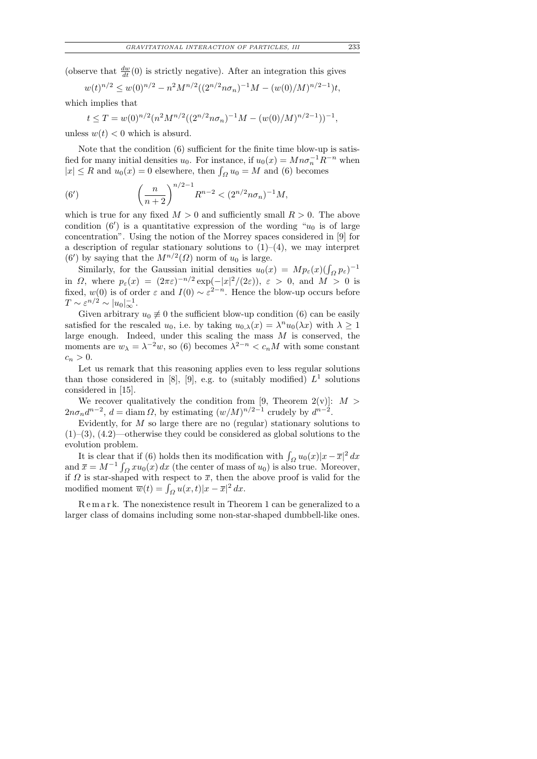(observe that $\frac{dw}{dt}(0)$ is strictly negative). After an integration this gives

$$w(t)^{n/2} \le w(0)^{n/2} - n^2 M^{n/2}((2^{n/2} n\sigma_n)^{-1} M - (w(0)/M)^{n/2-1})t,$$

which implies that

$$t \le T = w(0)^{n/2}(n^2 M^{n/2}((2^{n/2} n\sigma_n)^{-1} M - (w(0)/M)^{n/2-1}))^{-1},$$

unless $w(t) < 0$ which is absurd.

Note that the condition (6) sufficient for the finite time blow-up is satisfied for many initial densities $u_0$. For instance, if $u_0(x) = Mn\sigma_n^{-1} R^{-n}$ when $|x| \le R$ and $u_0(x) = 0$ elsewhere, then $\int_\Omega u_0 = M$ and (6) becomes

$$\left(\frac{n}{n+2}\right)^{n/2-1} R^{n-2} < (2^{n/2} n\sigma_n)^{-1} M, \tag{6'}$$

which is true for any fixed $M > 0$ and sufficiently small $R > 0$. The above condition (6′) is a quantitative expression of the wording "$u_0$ is of large concentration". Using the notion of the Morrey spaces considered in [9] for a description of regular stationary solutions to (1)–(4), we may interpret (6′) by saying that the $M^{n/2}(\Omega)$ norm of $u_0$ is large.

Similarly, for the Gaussian initial densities $u_0(x) = Mp_\varepsilon(x)(\int_\Omega p_\varepsilon)^{-1}$ in $\Omega$, where $p_\varepsilon(x) = (2\pi\varepsilon)^{-n/2}\exp(-|x|^2/(2\varepsilon))$, $\varepsilon > 0$, and $M > 0$ is fixed, $w(0)$ is of order $\varepsilon$ and $I(0) \sim \varepsilon^{2-n}$. Hence the blow-up occurs before $T \sim \varepsilon^{n/2} \sim |u_0|_\infty^{-1}$.

Given arbitrary $u_0 \not\equiv 0$ the sufficient blow-up condition (6) can be easily satisfied for the rescaled $u_0$, i.e. by taking $u_{0,\lambda}(x) = \lambda^n u_0(\lambda x)$ with $\lambda \ge 1$ large enough. Indeed, under this scaling the mass $M$ is conserved, the moments are $w_\lambda = \lambda^{-2} w$, so (6) becomes $\lambda^{2-n} < c_n M$ with some constant $c_n > 0$.

Let us remark that this reasoning applies even to less regular solutions than those considered in [8], [9], e.g. to (suitably modified) $L^1$ solutions considered in [15].

We recover qualitatively the condition from [9, Theorem 2(v)]: $M > 2n\sigma_n d^{n-2}$, $d = \operatorname{diam}\Omega$, by estimating $(w/M)^{n/2-1}$ crudely by $d^{n-2}$.

Evidently, for $M$ so large there are no (regular) stationary solutions to (1)–(3), (4.2)—otherwise they could be considered as global solutions to the evolution problem.

It is clear that if (6) holds then its modification with $\int_\Omega u_0(x)|x - \overline{x}|^2\,dx$ and $\overline{x} = M^{-1}\int_\Omega x u_0(x)\,dx$ (the center of mass of $u_0$) is also true. Moreover, if $\Omega$ is star-shaped with respect to $\overline{x}$, then the above proof is valid for the modified moment $\overline{w}(t) = \int_\Omega u(x,t)|x - \overline{x}|^2\,dx$.

Remark. The nonexistence result in Theorem 1 can be generalized to a larger class of domains including some non-star-shaped dumbbell-like ones.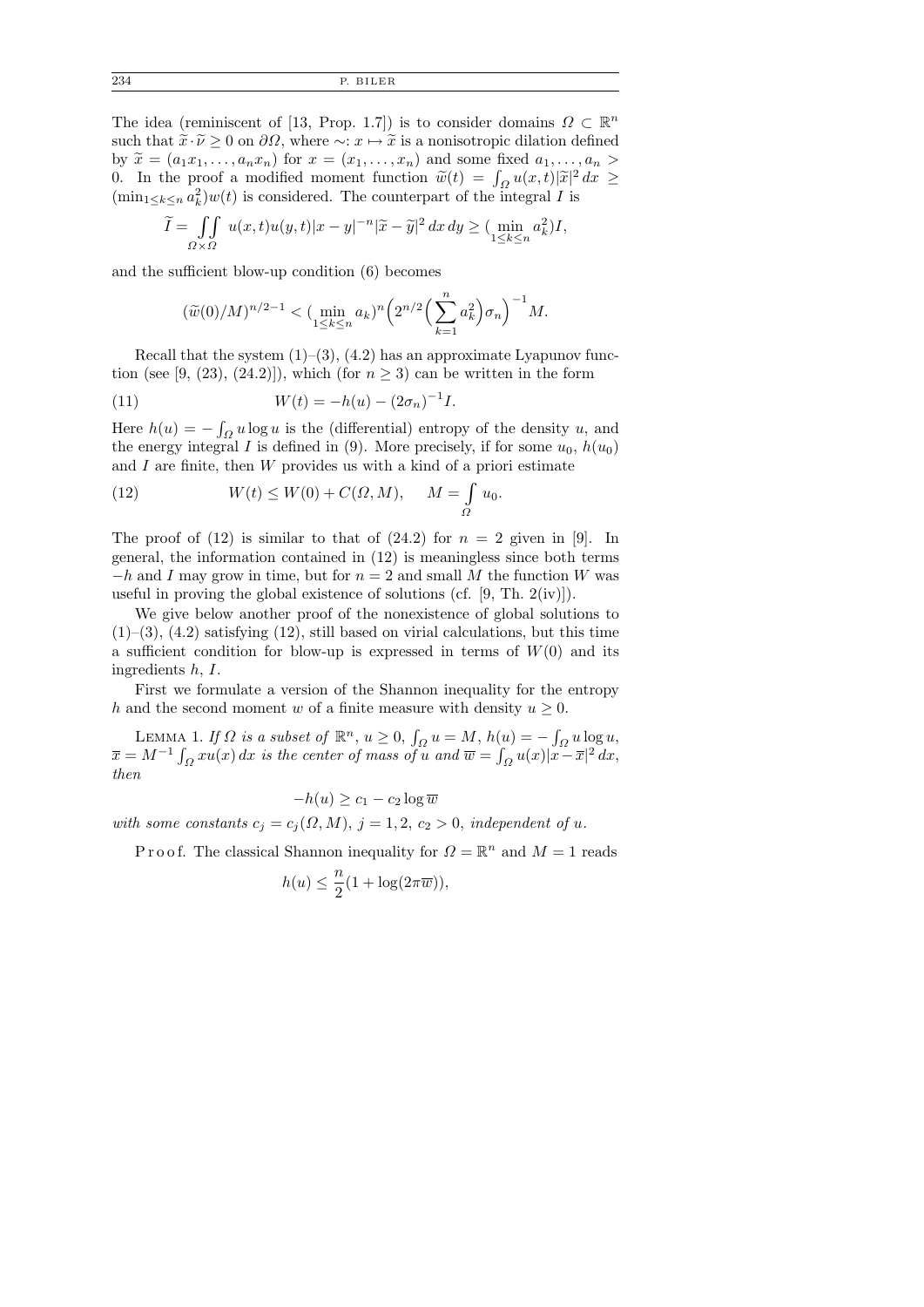The idea (reminiscent of [13, Prop. 1.7]) is to consider domains $\Omega \subset \mathbb{R}^n$ such that $\widetilde{x}\cdot\widetilde{\nu} \ge 0$ on $\partial\Omega$, where $\sim: x \mapsto \widetilde{x}$ is a nonisotropic dilation defined by $\widetilde{x} = (a_1x_1, \ldots, a_nx_n)$ for $x = (x_1, \ldots, x_n)$ and some fixed $a_1, \ldots, a_n > 0$. In the proof a modified moment function $\widetilde{w}(t) = \int_\Omega u(x,t)|\widetilde{x}|^2\,dx \ge (\min_{1\le k\le n} a_k^2)w(t)$ is considered. The counterpart of the integral $I$ is

$$\widetilde{I} = \iint_{\Omega\times\Omega} u(x,t)u(y,t)|x-y|^{-n}|\widetilde{x}-\widetilde{y}|^2\,dx\,dy \ge (\min_{1\le k\le n} a_k^2)I,$$

and the sufficient blow-up condition (6) becomes

$$(\widetilde{w}(0)/M)^{n/2-1} < (\min_{1\le k\le n} a_k)^n\Big(2^{n/2}\Big(\sum_{k=1}^n a_k^2\Big)\sigma_n\Big)^{-1}M.$$

Recall that the system (1)–(3), (4.2) has an approximate Lyapunov function (see [9, (23), (24.2)]), which (for $n\ge 3$) can be written in the form

$$W(t) = -h(u) - (2\sigma_n)^{-1}I. \tag{11}$$

Here $h(u) = -\int_\Omega u\log u$ is the (differential) entropy of the density $u$, and the energy integral $I$ is defined in (9). More precisely, if for some $u_0$, $h(u_0)$ and $I$ are finite, then $W$ provides us with a kind of a priori estimate

$$W(t) \le W(0) + C(\Omega, M), \qquad M = \int_\Omega u_0. \tag{12}$$

The proof of (12) is similar to that of (24.2) for $n = 2$ given in [9]. In general, the information contained in (12) is meaningless since both terms $-h$ and $I$ may grow in time, but for $n = 2$ and small $M$ the function $W$ was useful in proving the global existence of solutions (cf. [9, Th. 2(iv)]).

We give below another proof of the nonexistence of global solutions to (1)–(3), (4.2) satisfying (12), still based on virial calculations, but this time a sufficient condition for blow-up is expressed in terms of $W(0)$ and its ingredients $h$, $I$.

First we formulate a version of the Shannon inequality for the entropy $h$ and the second moment $w$ of a finite measure with density $u \ge 0$.

Lemma 1. *If $\Omega$ is a subset of $\mathbb{R}^n$, $u\ge 0$, $\int_\Omega u = M$, $h(u) = -\int_\Omega u\log u$, $\overline{x} = M^{-1}\int_\Omega xu(x)\,dx$ is the center of mass of $u$ and $\overline{w} = \int_\Omega u(x)|x-\overline{x}|^2\,dx$, then*

$$-h(u) \ge c_1 - c_2\log\overline{w}$$

*with some constants $c_j = c_j(\Omega, M)$, $j = 1, 2$, $c_2 > 0$, independent of $u$.*

Proof. The classical Shannon inequality for $\Omega = \mathbb{R}^n$ and $M = 1$ reads

$$h(u) \le \frac{n}{2}(1 + \log(2\pi\overline{w})),$$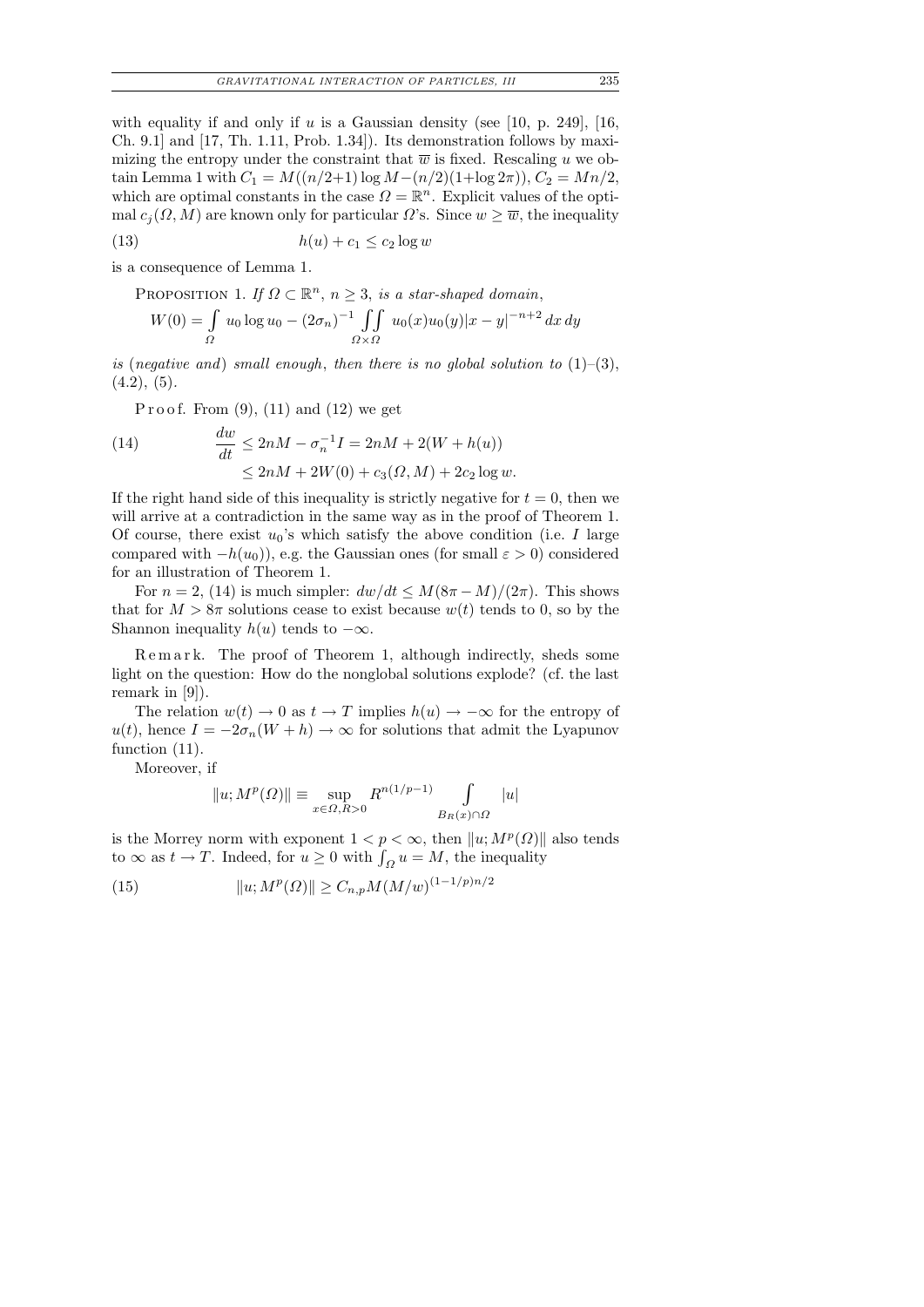with equality if and only if $u$ is a Gaussian density (see [10, p. 249], [16, Ch. 9.1] and [17, Th. 1.11, Prob. 1.34]). Its demonstration follows by maximizing the entropy under the constraint that $\overline{w}$ is fixed. Rescaling $u$ we obtain Lemma 1 with $C_1 = M((n/2+1)\log M - (n/2)(1+\log 2\pi))$, $C_2 = Mn/2$, which are optimal constants in the case $\Omega = \mathbb{R}^n$. Explicit values of the optimal $c_j(\Omega, M)$ are known only for particular $\Omega$'s. Since $w \ge \overline{w}$, the inequality

$$h(u) + c_1 \le c_2 \log w \tag{13}$$

is a consequence of Lemma 1.

Proposition 1. *If $\Omega \subset \mathbb{R}^n$, $n \ge 3$, is a star-shaped domain,*

$$W(0) = \int\limits_{\Omega} u_0 \log u_0 - (2\sigma_n)^{-1} \iint\limits_{\Omega\times\Omega} u_0(x)u_0(y)|x-y|^{-n+2}\,dx\,dy$$

*is* (*negative and*) *small enough*, *then there is no global solution to* (1)–(3), (4.2), (5).

Proof. From (9), (11) and (12) we get

$$\begin{aligned}\frac{dw}{dt} &\le 2nM - \sigma_n^{-1} I = 2nM + 2(W + h(u)) \\ &\le 2nM + 2W(0) + c_3(\Omega, M) + 2c_2 \log w.\end{aligned} \tag{14}$$

If the right hand side of this inequality is strictly negative for $t = 0$, then we will arrive at a contradiction in the same way as in the proof of Theorem 1. Of course, there exist $u_0$'s which satisfy the above condition (i.e. $I$ large compared with $-h(u_0)$), e.g. the Gaussian ones (for small $\varepsilon > 0$) considered for an illustration of Theorem 1.

For $n = 2$, (14) is much simpler: $dw/dt \le M(8\pi - M)/(2\pi)$. This shows that for $M > 8\pi$ solutions cease to exist because $w(t)$ tends to 0, so by the Shannon inequality $h(u)$ tends to $-\infty$.

Remark. The proof of Theorem 1, although indirectly, sheds some light on the question: How do the nonglobal solutions explode? (cf. the last remark in [9]).

The relation $w(t) \to 0$ as $t \to T$ implies $h(u) \to -\infty$ for the entropy of $u(t)$, hence $I = -2\sigma_n(W + h) \to \infty$ for solutions that admit the Lyapunov function (11).

Moreover, if

$$\|u; M^p(\Omega)\| \equiv \sup_{x\in\Omega, R>0} R^{n(1/p-1)} \int\limits_{B_R(x)\cap\Omega} |u|$$

is the Morrey norm with exponent $1 < p < \infty$, then $\|u; M^p(\Omega)\|$ also tends to $\infty$ as $t \to T$. Indeed, for $u \ge 0$ with $\int_\Omega u = M$, the inequality

$$\|u; M^p(\Omega)\| \ge C_{n,p} M (M/w)^{(1-1/p)n/2} \tag{15}$$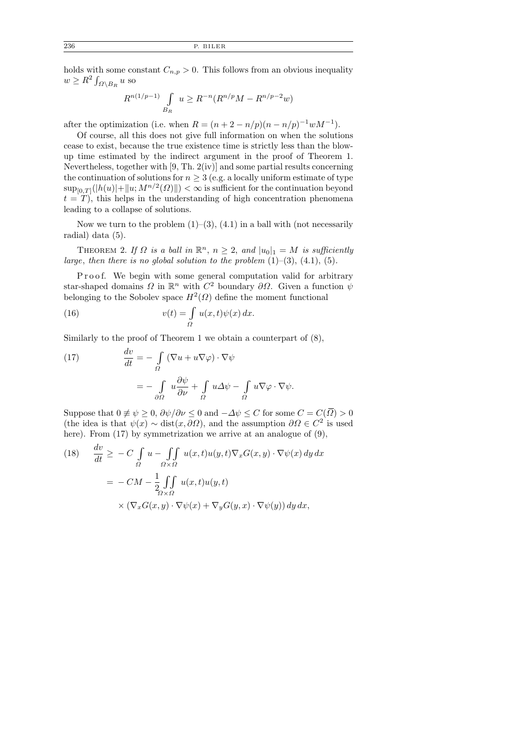holds with some constant $C_{n,p} > 0$. This follows from an obvious inequality $w \ge R^2 \int_{\Omega\setminus B_R} u$ so

$$R^{n(1/p-1)} \int_{B_R} u \ge R^{-n}(R^{n/p}M - R^{n/p-2}w)$$

after the optimization (i.e. when $R = (n+2-n/p)(n-n/p)^{-1}wM^{-1}$).

Of course, all this does not give full information on when the solutions cease to exist, because the true existence time is strictly less than the blow-up time estimated by the indirect argument in the proof of Theorem 1. Nevertheless, together with [9, Th. 2(iv)] and some partial results concerning the continuation of solutions for $n \ge 3$ (e.g. a locally uniform estimate of type $\sup_{[0,T]}(|h(u)| + \|u; M^{n/2}(\Omega)\|) < \infty$ is sufficient for the continuation beyond $t = T$), this helps in the understanding of high concentration phenomena leading to a collapse of solutions.

Now we turn to the problem (1)–(3), (4.1) in a ball with (not necessarily radial) data (5).

THEOREM 2. *If $\Omega$ is a ball in $\mathbb{R}^n$, $n \ge 2$, and $|u_0|_1 = M$ is sufficiently large, then there is no global solution to the problem* (1)–(3), (4.1), (5).

*Proof.* We begin with some general computation valid for arbitrary star-shaped domains $\Omega$ in $\mathbb{R}^n$ with $C^2$ boundary $\partial\Omega$. Given a function $\psi$ belonging to the Sobolev space $H^2(\Omega)$ define the moment functional

$$v(t) = \int_\Omega u(x,t)\psi(x)\,dx. \tag{16}$$

Similarly to the proof of Theorem 1 we obtain a counterpart of (8),

$$\begin{aligned}\frac{dv}{dt} &= -\int_\Omega (\nabla u + u\nabla\varphi)\cdot\nabla\psi \\ &= -\int_{\partial\Omega} u\frac{\partial\psi}{\partial\nu} + \int_\Omega u\Delta\psi - \int_\Omega u\nabla\varphi\cdot\nabla\psi.\end{aligned}\tag{17}$$

Suppose that $0 \not\equiv \psi \ge 0$, $\partial\psi/\partial\nu \le 0$ and $-\Delta\psi \le C$ for some $C = C(\overline{\Omega}) > 0$ (the idea is that $\psi(x) \sim \operatorname{dist}(x, \partial\Omega)$, and the assumption $\partial\Omega \in C^2$ is used here). From (17) by symmetrization we arrive at an analogue of (9),

$$\begin{aligned}\frac{dv}{dt} &\ge -C\int_\Omega u - \iint_{\Omega\times\Omega} u(x,t)u(y,t)\nabla_x G(x,y)\cdot\nabla\psi(x)\,dy\,dx \\ &= -CM - \frac{1}{2}\iint_{\Omega\times\Omega} u(x,t)u(y,t) \\ &\quad\times(\nabla_x G(x,y)\cdot\nabla\psi(x) + \nabla_y G(y,x)\cdot\nabla\psi(y))\,dy\,dx,\end{aligned}\tag{18}$$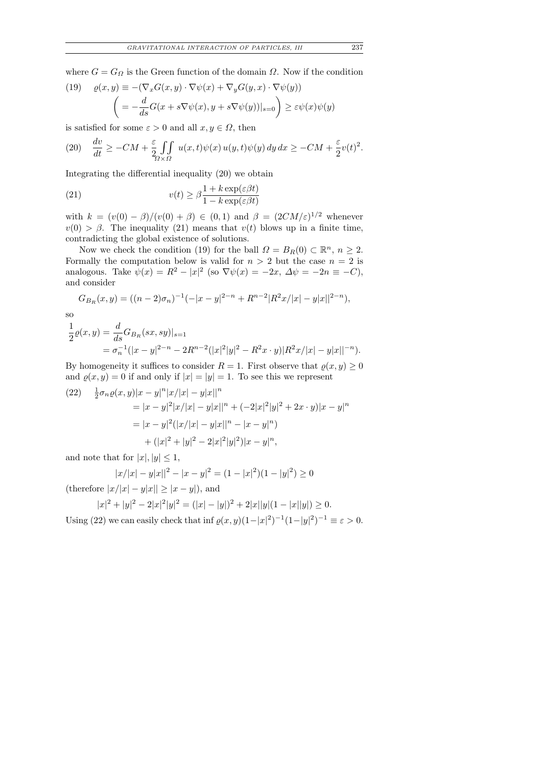where $G = G_\Omega$ is the Green function of the domain $\Omega$. Now if the condition

$$
\begin{aligned}
(19) \quad \varrho(x,y) &\equiv -(\nabla_x G(x,y)\cdot\nabla\psi(x) + \nabla_y G(y,x)\cdot\nabla\psi(y)) \\
&\left( = -\frac{d}{ds}G(x+s\nabla\psi(x), y+s\nabla\psi(y))|_{s=0}\right) \geq \varepsilon\psi(x)\psi(y)
\end{aligned}
$$

is satisfied for some $\varepsilon > 0$ and all $x, y \in \Omega$, then

$$
(20) \quad \frac{dv}{dt} \geq -CM + \frac{\varepsilon}{2}\iint_{\Omega\times\Omega} u(x,t)\psi(x)\, u(y,t)\psi(y)\,dy\,dx \geq -CM + \frac{\varepsilon}{2}v(t)^2.
$$

Integrating the differential inequality (20) we obtain

$$
(21) \qquad v(t) \geq \beta\frac{1+k\exp(\varepsilon\beta t)}{1-k\exp(\varepsilon\beta t)}
$$

with $k = (v(0)-\beta)/(v(0)+\beta) \in (0,1)$ and $\beta = (2CM/\varepsilon)^{1/2}$ whenever $v(0) > \beta$. The inequality (21) means that $v(t)$ blows up in a finite time, contradicting the global existence of solutions.

Now we check the condition (19) for the ball $\Omega = B_R(0) \subset \mathbb{R}^n$, $n \geq 2$. Formally the computation below is valid for $n > 2$ but the case $n = 2$ is analogous. Take $\psi(x) = R^2 - |x|^2$ (so $\nabla\psi(x) = -2x$, $\Delta\psi = -2n \equiv -C$), and consider

$$
G_{B_R}(x,y) = ((n-2)\sigma_n)^{-1}(-|x-y|^{2-n} + R^{n-2}|R^2x/|x| - y|x||^{2-n}),
$$

so

$$
\begin{aligned}
\frac{1}{2}\varrho(x,y) &= \frac{d}{ds}G_{B_R}(sx,sy)|_{s=1} \\
&= \sigma_n^{-1}(|x-y|^{2-n} - 2R^{n-2}(|x|^2|y|^2 - R^2x\cdot y)|R^2x/|x| - y|x||^{-n}).
\end{aligned}
$$

By homogeneity it suffices to consider $R = 1$. First observe that $\varrho(x,y) \geq 0$ and $\varrho(x,y) = 0$ if and only if $|x| = |y| = 1$. To see this we represent

$$
\begin{aligned}
(22) \quad \tfrac{1}{2}\sigma_n\varrho(x,y)|x-y|^n|x/|x| - y|x||^n
&= |x-y|^2|x/|x| - y|x||^n + (-2|x|^2|y|^2 + 2x\cdot y)|x-y|^n \\
&= |x-y|^2(|x/|x| - y|x||^n - |x-y|^n) \\
&\quad + (|x|^2 + |y|^2 - 2|x|^2|y|^2)|x-y|^n,
\end{aligned}
$$

and note that for $|x|, |y| \leq 1$,

$$
|x/|x| - y|x||^2 - |x-y|^2 = (1-|x|^2)(1-|y|^2) \geq 0
$$

(therefore $|x/|x| - y|x|| \geq |x-y|$), and

$$
|x|^2 + |y|^2 - 2|x|^2|y|^2 = (|x|-|y|)^2 + 2|x||y|(1-|x||y|) \geq 0.
$$

Using (22) we can easily check that $\inf \varrho(x,y)(1-|x|^2)^{-1}(1-|y|^2)^{-1} \equiv \varepsilon > 0$.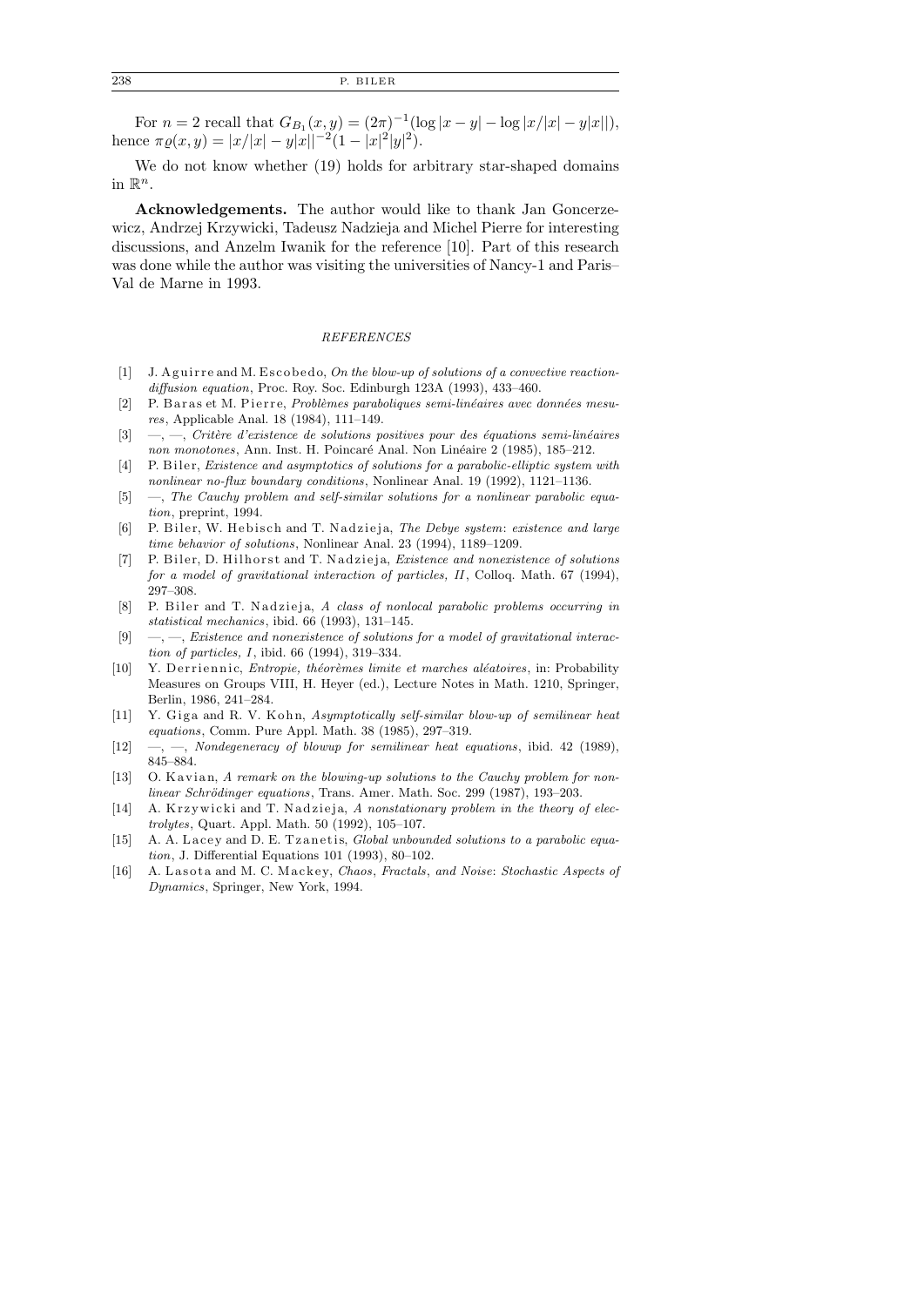For $n = 2$ recall that $G_{B_1}(x, y) = (2\pi)^{-1}(\log|x - y| - \log|x/|x| - y|x||)$, hence $\pi\varrho(x, y) = |x/|x| - y|x||^{-2}(1 - |x|^2|y|^2)$.

We do not know whether (19) holds for arbitrary star-shaped domains in $\mathbb{R}^n$.

**Acknowledgements.** The author would like to thank Jan Goncerzewicz, Andrzej Krzywicki, Tadeusz Nadzieja and Michel Pierre for interesting discussions, and Anzelm Iwanik for the reference [10]. Part of this research was done while the author was visiting the universities of Nancy-1 and Paris–Val de Marne in 1993.

## *REFERENCES*

[1] J. Aguirre and M. Escobedo, *On the blow-up of solutions of a convective reaction-diffusion equation*, Proc. Roy. Soc. Edinburgh 123A (1993), 433–460.

[2] P. Baras et M. Pierre, *Problèmes paraboliques semi-linéaires avec données mesures*, Applicable Anal. 18 (1984), 111–149.

[3] —, —, *Critère d'existence de solutions positives pour des équations semi-linéaires non monotones*, Ann. Inst. H. Poincaré Anal. Non Linéaire 2 (1985), 185–212.

[4] P. Biler, *Existence and asymptotics of solutions for a parabolic-elliptic system with nonlinear no-flux boundary conditions*, Nonlinear Anal. 19 (1992), 1121–1136.

[5] —, *The Cauchy problem and self-similar solutions for a nonlinear parabolic equation*, preprint, 1994.

[6] P. Biler, W. Hebisch and T. Nadzieja, *The Debye system: existence and large time behavior of solutions*, Nonlinear Anal. 23 (1994), 1189–1209.

[7] P. Biler, D. Hilhorst and T. Nadzieja, *Existence and nonexistence of solutions for a model of gravitational interaction of particles, II*, Colloq. Math. 67 (1994), 297–308.

[8] P. Biler and T. Nadzieja, *A class of nonlocal parabolic problems occurring in statistical mechanics*, ibid. 66 (1993), 131–145.

[9] —, —, *Existence and nonexistence of solutions for a model of gravitational interaction of particles, I*, ibid. 66 (1994), 319–334.

[10] Y. Derriennic, *Entropie, théorèmes limite et marches aléatoires*, in: Probability Measures on Groups VIII, H. Heyer (ed.), Lecture Notes in Math. 1210, Springer, Berlin, 1986, 241–284.

[11] Y. Giga and R. V. Kohn, *Asymptotically self-similar blow-up of semilinear heat equations*, Comm. Pure Appl. Math. 38 (1985), 297–319.

[12] —, —, *Nondegeneracy of blowup for semilinear heat equations*, ibid. 42 (1989), 845–884.

[13] O. Kavian, *A remark on the blowing-up solutions to the Cauchy problem for nonlinear Schrödinger equations*, Trans. Amer. Math. Soc. 299 (1987), 193–203.

[14] A. Krzywicki and T. Nadzieja, *A nonstationary problem in the theory of electrolytes*, Quart. Appl. Math. 50 (1992), 105–107.

[15] A. A. Lacey and D. E. Tzanetis, *Global unbounded solutions to a parabolic equation*, J. Differential Equations 101 (1993), 80–102.

[16] A. Lasota and M. C. Mackey, *Chaos, Fractals, and Noise: Stochastic Aspects of Dynamics*, Springer, New York, 1994.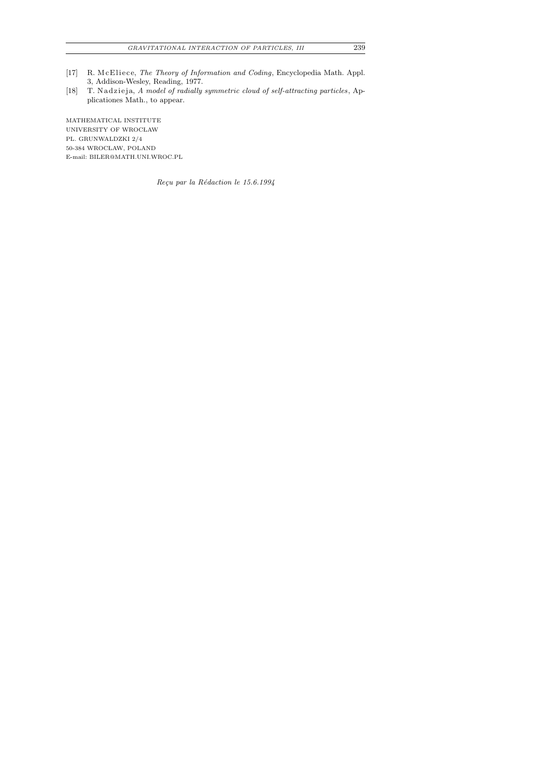[17] R. McEliece, *The Theory of Information and Coding*, Encyclopedia Math. Appl. 3, Addison-Wesley, Reading, 1977.

[18] T. Nadzieja, *A model of radially symmetric cloud of self-attracting particles*, Applicationes Math., to appear.

MATHEMATICAL INSTITUTE
UNIVERSITY OF WROCŁAW
PL. GRUNWALDZKI 2/4
50-384 WROCŁAW, POLAND
E-mail: BILER@MATH.UNI.WROC.PL

*Reçu par la Rédaction le 15.6.1994*